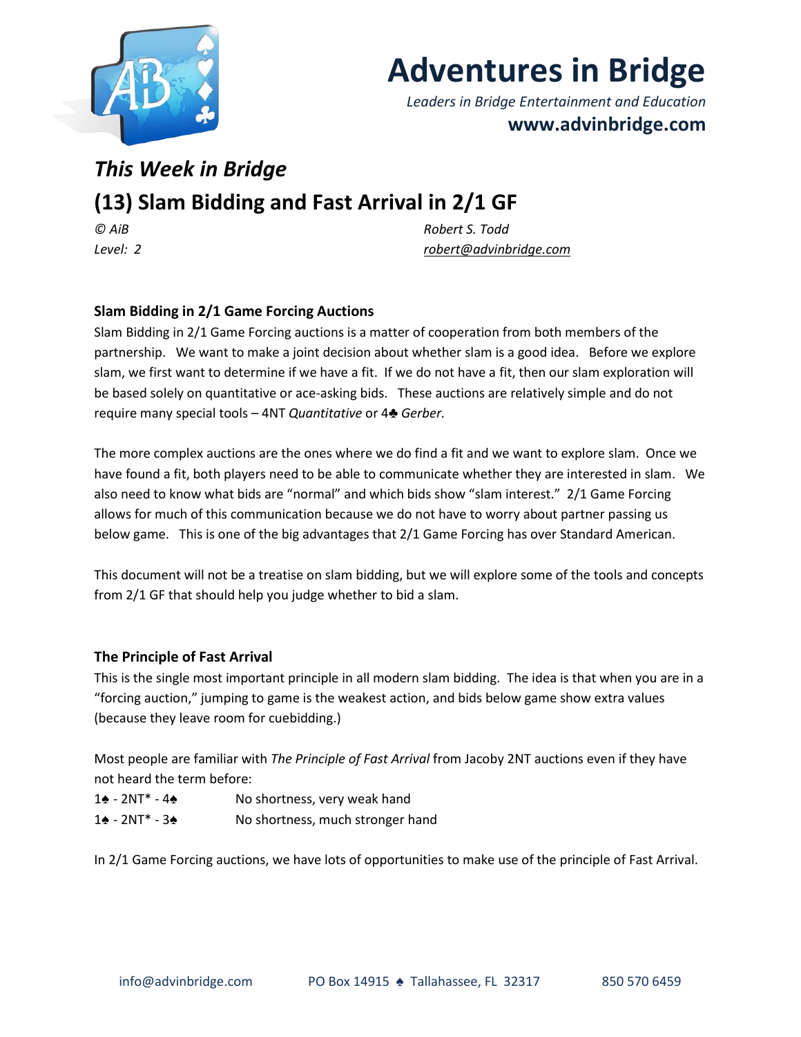# Adventures in Bridge

*Leaders in Bridge Entertainment and Education*

**www.advinbridge.com**

## *This Week in Bridge*

## (13) Slam Bidding and Fast Arrival in 2/1 GF

*© AiB* *Robert S. Todd*

*Level: 2* *robert@advinbridge.com*

### Slam Bidding in 2/1 Game Forcing Auctions

Slam Bidding in 2/1 Game Forcing auctions is a matter of cooperation from both members of the partnership. We want to make a joint decision about whether slam is a good idea. Before we explore slam, we first want to determine if we have a fit. If we do not have a fit, then our slam exploration will be based solely on quantitative or ace-asking bids. These auctions are relatively simple and do not require many special tools – 4NT *Quantitative* or 4♣ *Gerber.*

The more complex auctions are the ones where we do find a fit and we want to explore slam. Once we have found a fit, both players need to be able to communicate whether they are interested in slam. We also need to know what bids are "normal" and which bids show "slam interest." 2/1 Game Forcing allows for much of this communication because we do not have to worry about partner passing us below game. This is one of the big advantages that 2/1 Game Forcing has over Standard American.

This document will not be a treatise on slam bidding, but we will explore some of the tools and concepts from 2/1 GF that should help you judge whether to bid a slam.

### The Principle of Fast Arrival

This is the single most important principle in all modern slam bidding. The idea is that when you are in a "forcing auction," jumping to game is the weakest action, and bids below game show extra values (because they leave room for cuebidding.)

Most people are familiar with *The Principle of Fast Arrival* from Jacoby 2NT auctions even if they have not heard the term before:

1♠ - 2NT* - 4♠ No shortness, very weak hand

1♠ - 2NT* - 3♠ No shortness, much stronger hand

In 2/1 Game Forcing auctions, we have lots of opportunities to make use of the principle of Fast Arrival.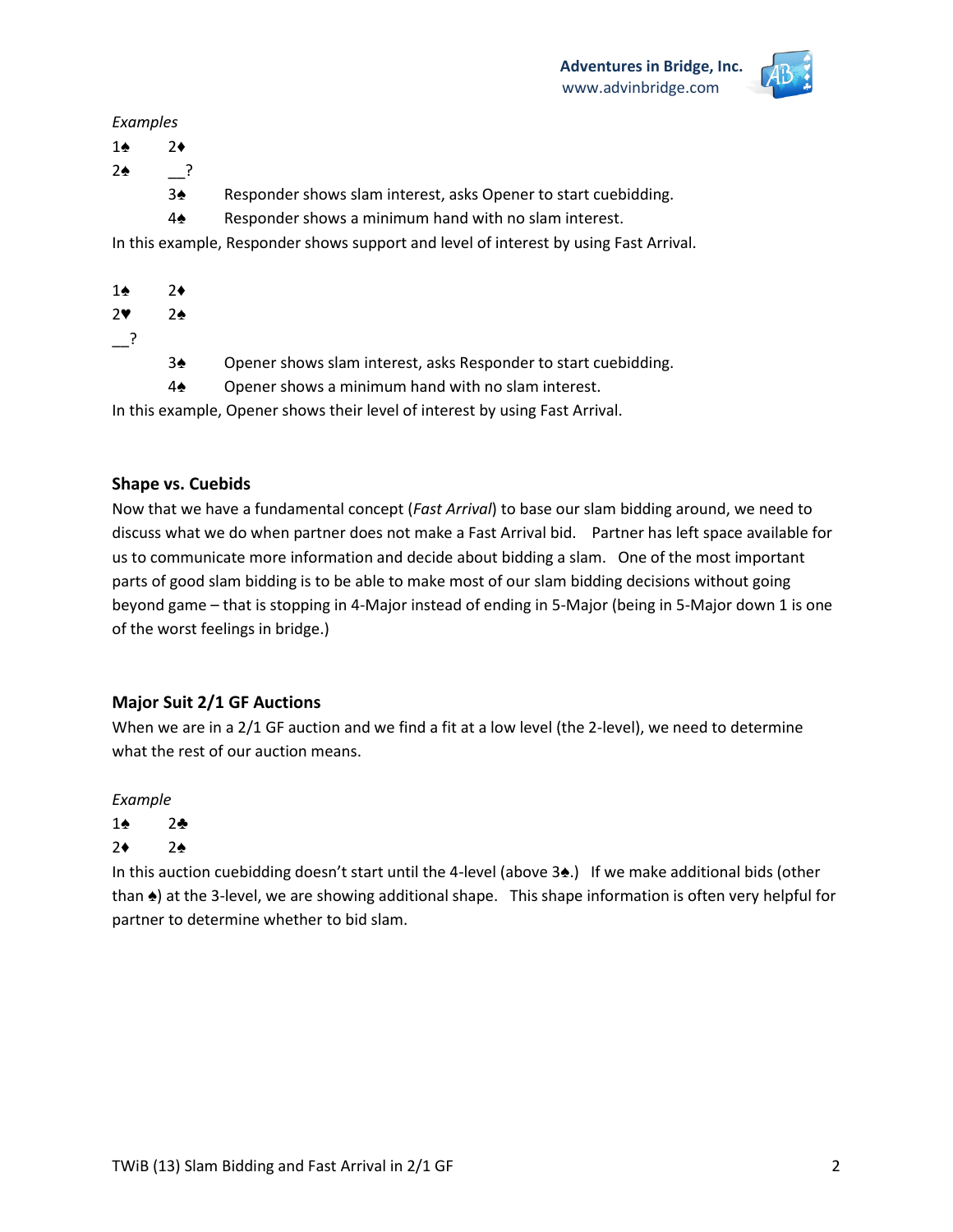*Examples*

1♠ 2♦
2♠ __?

3♠ Responder shows slam interest, asks Opener to start cuebidding.
4♠ Responder shows a minimum hand with no slam interest.

In this example, Responder shows support and level of interest by using Fast Arrival.

1♠ 2♦
2♥ 2♠
__?

3♠ Opener shows slam interest, asks Responder to start cuebidding.
4♠ Opener shows a minimum hand with no slam interest.

In this example, Opener shows their level of interest by using Fast Arrival.

### Shape vs. Cuebids

Now that we have a fundamental concept (*Fast Arrival*) to base our slam bidding around, we need to discuss what we do when partner does not make a Fast Arrival bid. Partner has left space available for us to communicate more information and decide about bidding a slam. One of the most important parts of good slam bidding is to be able to make most of our slam bidding decisions without going beyond game – that is stopping in 4-Major instead of ending in 5-Major (being in 5-Major down 1 is one of the worst feelings in bridge.)

### Major Suit 2/1 GF Auctions

When we are in a 2/1 GF auction and we find a fit at a low level (the 2-level), we need to determine what the rest of our auction means.

*Example*

1♠ 2♣
2♦ 2♠

In this auction cuebidding doesn't start until the 4-level (above 3♠.) If we make additional bids (other than ♠) at the 3-level, we are showing additional shape. This shape information is often very helpful for partner to determine whether to bid slam.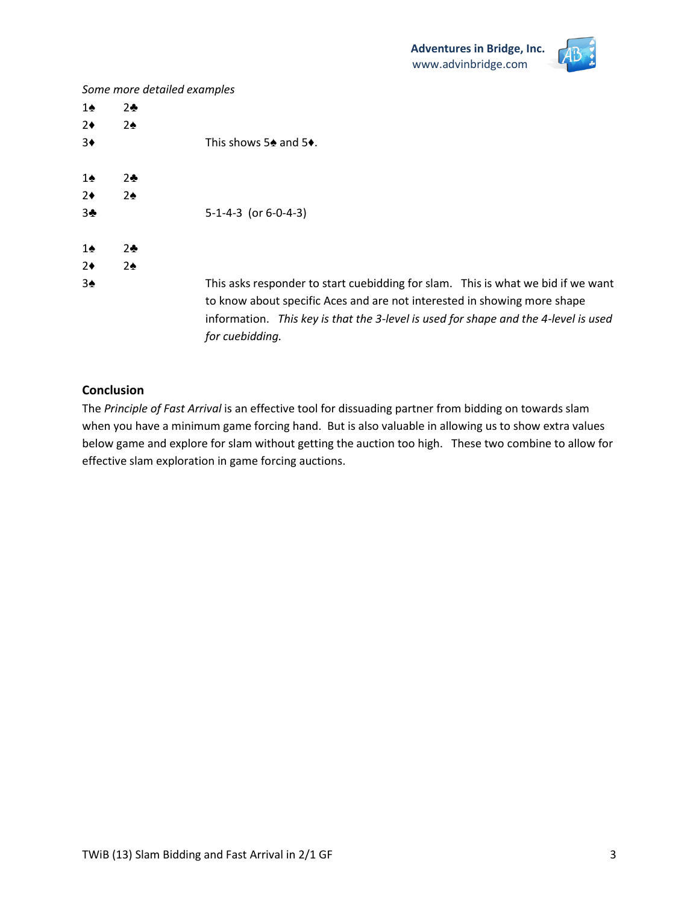*Some more detailed examples*

| | | |
|---|---|---|
| 1♠ | 2♣ | |
| 2♦ | 2♠ | |
| 3♦ | | This shows 5♠ and 5♦. |

| | | |
|---|---|---|
| 1♠ | 2♣ | |
| 2♦ | 2♠ | |
| 3♣ | | 5-1-4-3 (or 6-0-4-3) |

| | | |
|---|---|---|
| 1♠ | 2♣ | |
| 2♦ | 2♠ | |
| 3♠ | | This asks responder to start cuebidding for slam. This is what we bid if we want to know about specific Aces and are not interested in showing more shape information. *This key is that the 3-level is used for shape and the 4-level is used for cuebidding.* |

## Conclusion

The *Principle of Fast Arrival* is an effective tool for dissuading partner from bidding on towards slam when you have a minimum game forcing hand. But is also valuable in allowing us to show extra values below game and explore for slam without getting the auction too high. These two combine to allow for effective slam exploration in game forcing auctions.